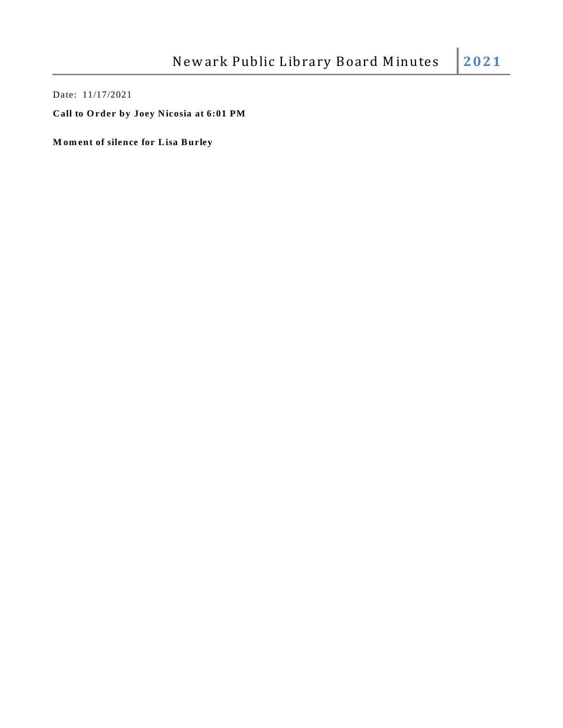# Newark Public Library Board Minutes 2021

Date: 11/17/2021

**Call to Order by Joey Nicosia at 6:01 PM**

**Moment of silence for Lisa Burley**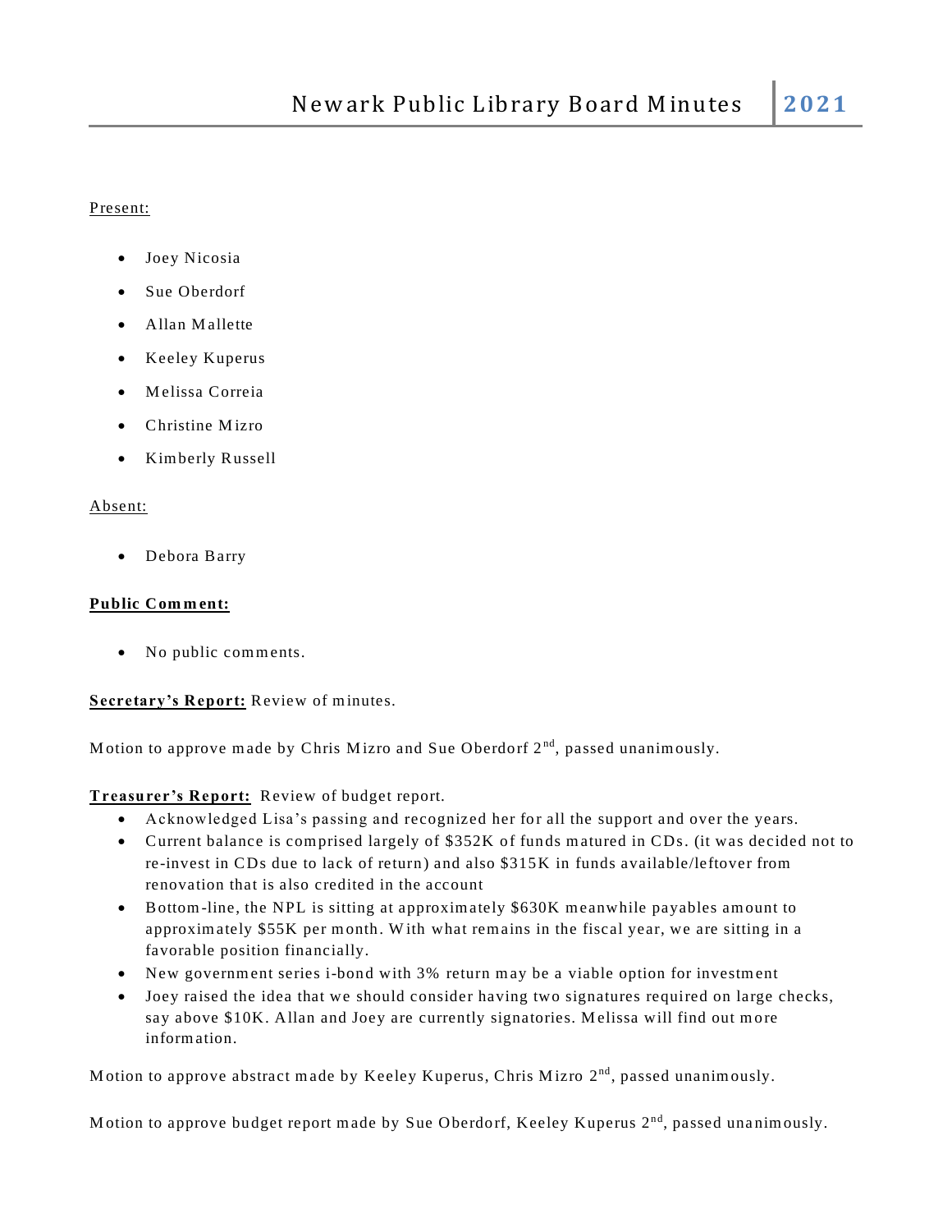Present:

- Joey Nicosia
- Sue Oberdorf
- Allan Mallette
- Keeley Kuperus
- Melissa Correia
- Christine Mizro
- Kimberly Russell

Absent:

- Debora Barry

**Public Comment:**

- No public comments.

**Secretary's Report:** Review of minutes.

Motion to approve made by Chris Mizro and Sue Oberdorf 2nd, passed unanimously.

**Treasurer's Report:** Review of budget report.

- Acknowledged Lisa's passing and recognized her for all the support and over the years.
- Current balance is comprised largely of $352K of funds matured in CDs. (it was decided not to re-invest in CDs due to lack of return) and also $315K in funds available/leftover from renovation that is also credited in the account
- Bottom-line, the NPL is sitting at approximately $630K meanwhile payables amount to approximately $55K per month. With what remains in the fiscal year, we are sitting in a favorable position financially.
- New government series i-bond with 3% return may be a viable option for investment
- Joey raised the idea that we should consider having two signatures required on large checks, say above $10K. Allan and Joey are currently signatories. Melissa will find out more information.

Motion to approve abstract made by Keeley Kuperus, Chris Mizro 2nd, passed unanimously.

Motion to approve budget report made by Sue Oberdorf, Keeley Kuperus 2nd, passed unanimously.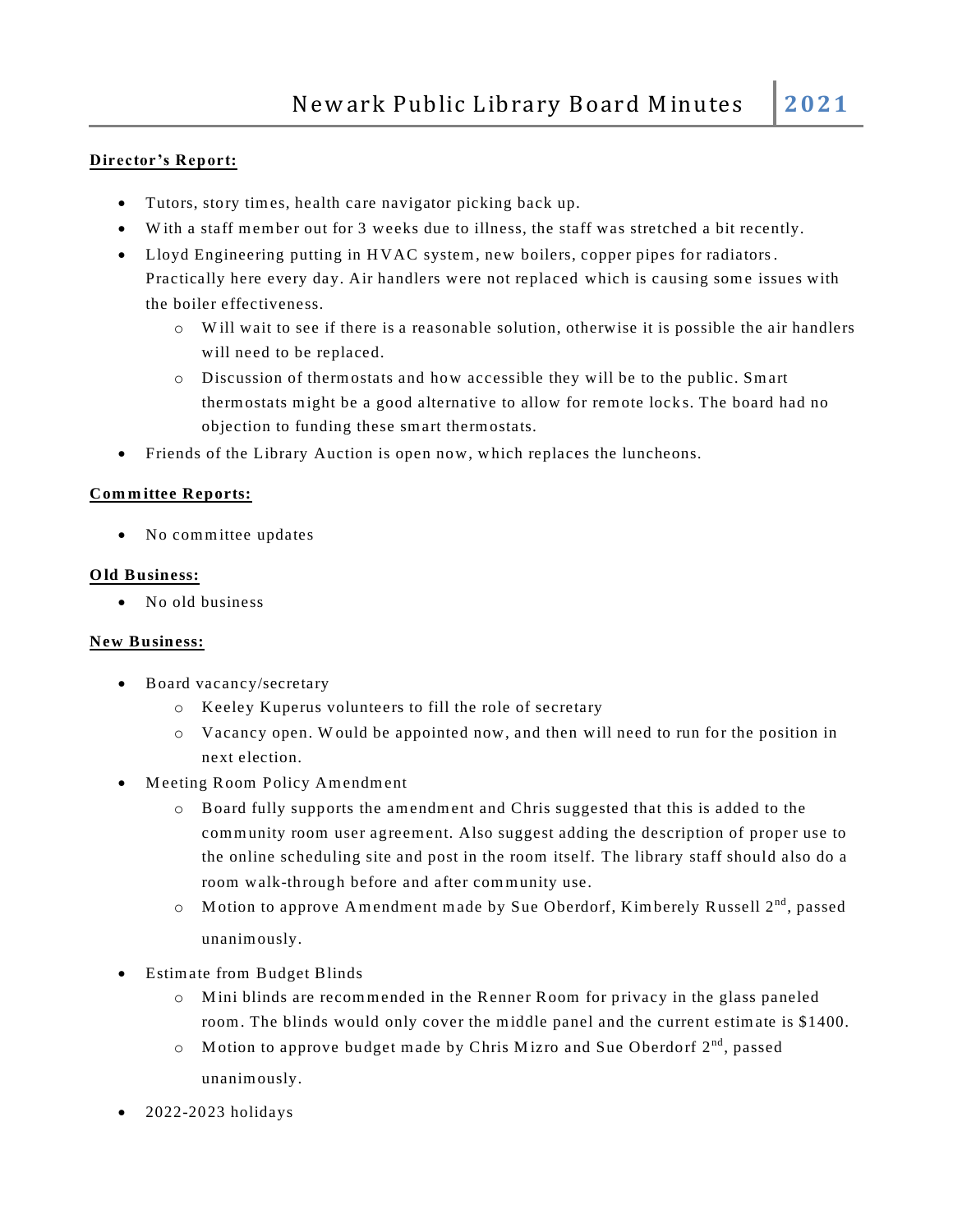**Director's Report:**

- Tutors, story times, health care navigator picking back up.
- With a staff member out for 3 weeks due to illness, the staff was stretched a bit recently.
- Lloyd Engineering putting in HVAC system, new boilers, copper pipes for radiators. Practically here every day. Air handlers were not replaced which is causing some issues with the boiler effectiveness.
  - Will wait to see if there is a reasonable solution, otherwise it is possible the air handlers will need to be replaced.
  - Discussion of thermostats and how accessible they will be to the public. Smart thermostats might be a good alternative to allow for remote locks. The board had no objection to funding these smart thermostats.
- Friends of the Library Auction is open now, which replaces the luncheons.

**Committee Reports:**

- No committee updates

**Old Business:**

- No old business

**New Business:**

- Board vacancy/secretary
  - Keeley Kuperus volunteers to fill the role of secretary
  - Vacancy open. Would be appointed now, and then will need to run for the position in next election.
- Meeting Room Policy Amendment
  - Board fully supports the amendment and Chris suggested that this is added to the community room user agreement. Also suggest adding the description of proper use to the online scheduling site and post in the room itself. The library staff should also do a room walk-through before and after community use.
  - Motion to approve Amendment made by Sue Oberdorf, Kimberely Russell 2nd, passed unanimously.
- Estimate from Budget Blinds
  - Mini blinds are recommended in the Renner Room for privacy in the glass paneled room. The blinds would only cover the middle panel and the current estimate is $1400.
  - Motion to approve budget made by Chris Mizro and Sue Oberdorf 2nd, passed unanimously.
- 2022-2023 holidays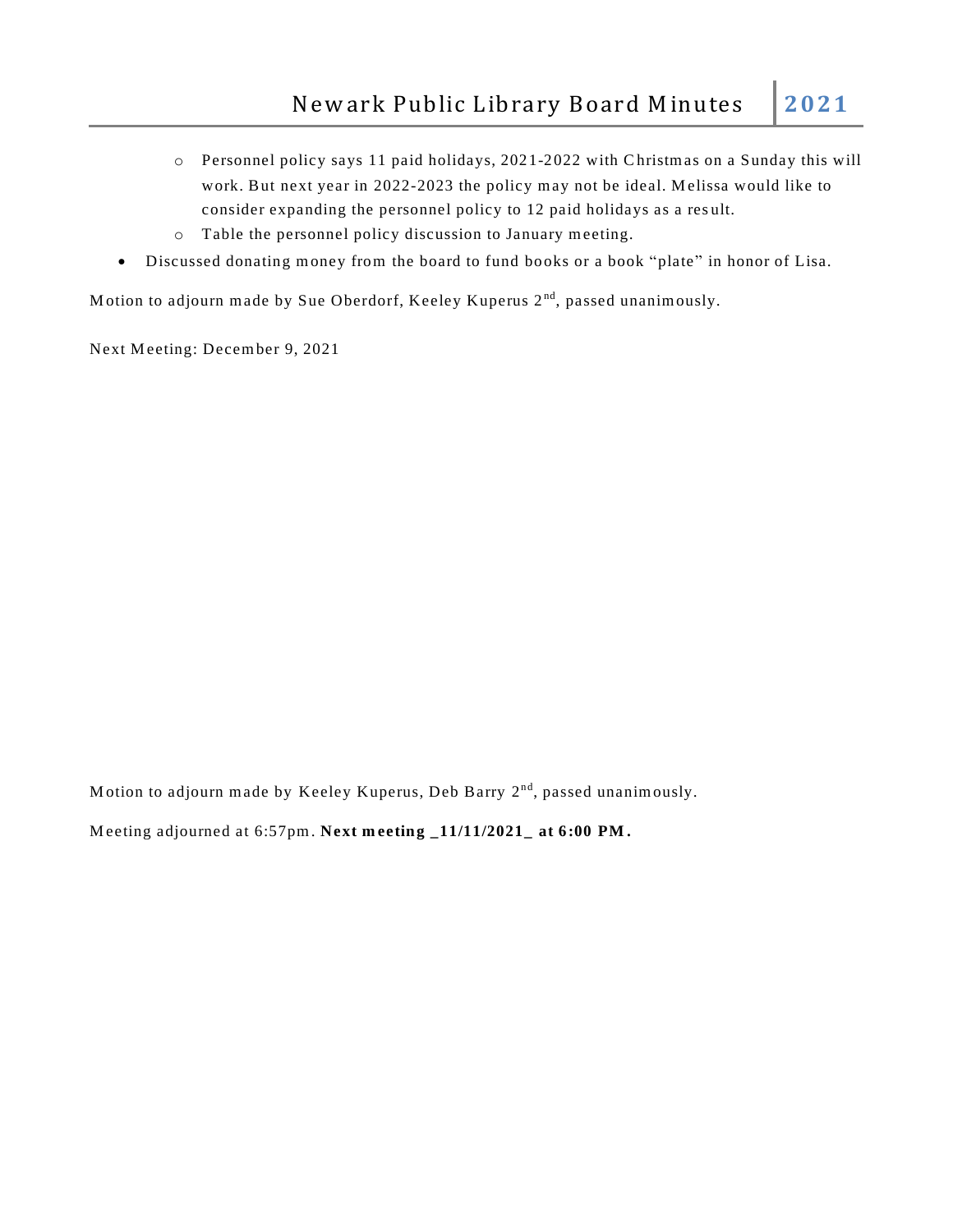- Personnel policy says 11 paid holidays, 2021-2022 with Christmas on a Sunday this will work. But next year in 2022-2023 the policy may not be ideal. Melissa would like to consider expanding the personnel policy to 12 paid holidays as a result.
    - Table the personnel policy discussion to January meeting.
- Discussed donating money from the board to fund books or a book "plate" in honor of Lisa.

Motion to adjourn made by Sue Oberdorf, Keeley Kuperus 2nd, passed unanimously.

Next Meeting: December 9, 2021

Motion to adjourn made by Keeley Kuperus, Deb Barry 2nd, passed unanimously.

Meeting adjourned at 6:57pm. **Next meeting _11/11/2021_ at 6:00 PM.**